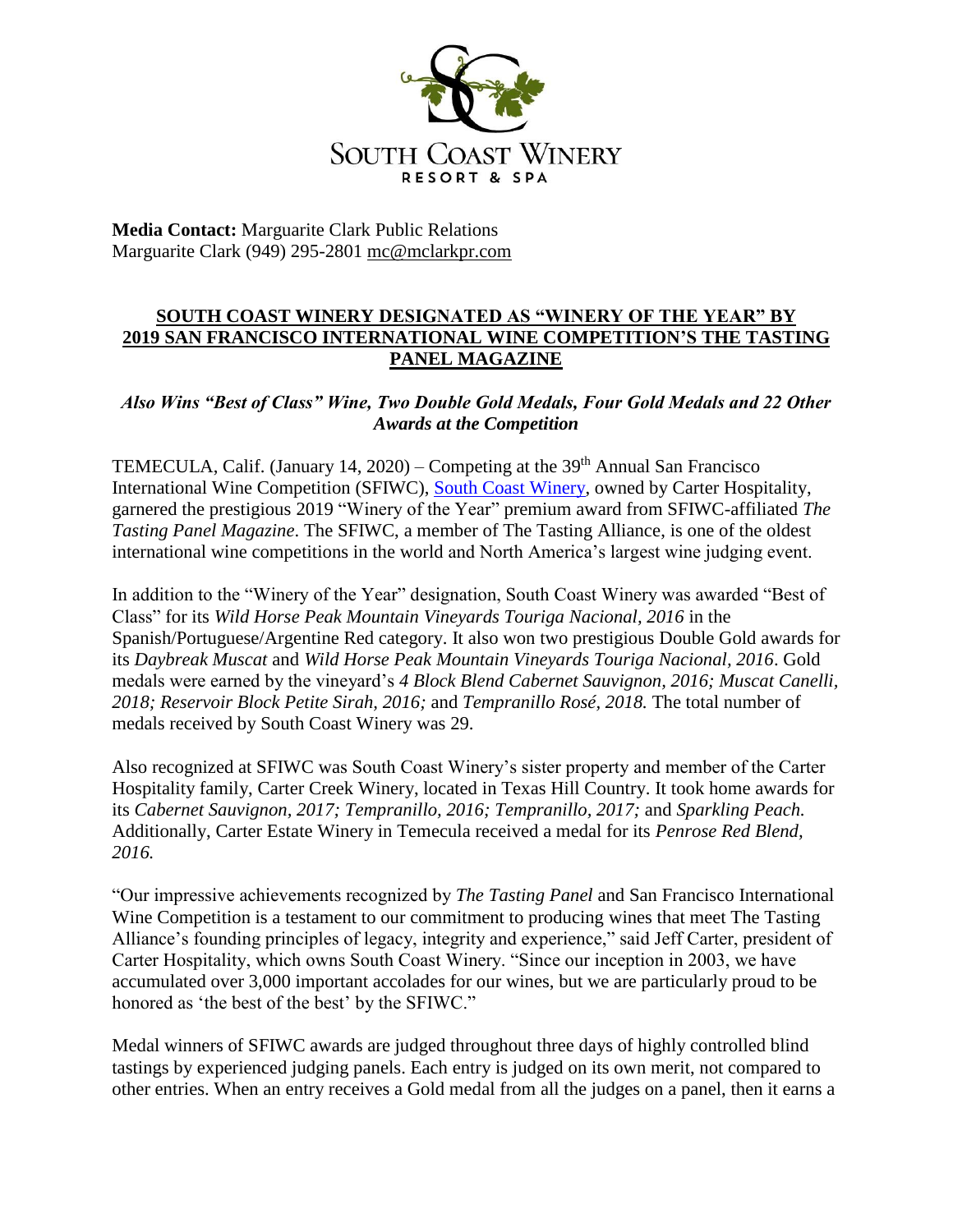SOUTH COAST WINERY
RESORT & SPA

**Media Contact:** Marguarite Clark Public Relations
Marguarite Clark (949) 295-2801 mc@mclarkpr.com

## SOUTH COAST WINERY DESIGNATED AS "WINERY OF THE YEAR" BY 2019 SAN FRANCISCO INTERNATIONAL WINE COMPETITION'S THE TASTING PANEL MAGAZINE

### *Also Wins "Best of Class" Wine, Two Double Gold Medals, Four Gold Medals and 22 Other Awards at the Competition*

TEMECULA, Calif. (January 14, 2020) – Competing at the 39th Annual San Francisco International Wine Competition (SFIWC), South Coast Winery, owned by Carter Hospitality, garnered the prestigious 2019 "Winery of the Year" premium award from SFIWC-affiliated *The Tasting Panel Magazine*. The SFIWC, a member of The Tasting Alliance, is one of the oldest international wine competitions in the world and North America's largest wine judging event.

In addition to the "Winery of the Year" designation, South Coast Winery was awarded "Best of Class" for its *Wild Horse Peak Mountain Vineyards Touriga Nacional, 2016* in the Spanish/Portuguese/Argentine Red category. It also won two prestigious Double Gold awards for its *Daybreak Muscat* and *Wild Horse Peak Mountain Vineyards Touriga Nacional, 2016*. Gold medals were earned by the vineyard's *4 Block Blend Cabernet Sauvignon, 2016; Muscat Canelli, 2018; Reservoir Block Petite Sirah, 2016;* and *Tempranillo Rosé, 2018.* The total number of medals received by South Coast Winery was 29.

Also recognized at SFIWC was South Coast Winery's sister property and member of the Carter Hospitality family, Carter Creek Winery, located in Texas Hill Country. It took home awards for its *Cabernet Sauvignon, 2017; Tempranillo, 2016; Tempranillo, 2017;* and *Sparkling Peach.* Additionally, Carter Estate Winery in Temecula received a medal for its *Penrose Red Blend, 2016.*

"Our impressive achievements recognized by *The Tasting Panel* and San Francisco International Wine Competition is a testament to our commitment to producing wines that meet The Tasting Alliance's founding principles of legacy, integrity and experience," said Jeff Carter, president of Carter Hospitality, which owns South Coast Winery. "Since our inception in 2003, we have accumulated over 3,000 important accolades for our wines, but we are particularly proud to be honored as 'the best of the best' by the SFIWC."

Medal winners of SFIWC awards are judged throughout three days of highly controlled blind tastings by experienced judging panels. Each entry is judged on its own merit, not compared to other entries. When an entry receives a Gold medal from all the judges on a panel, then it earns a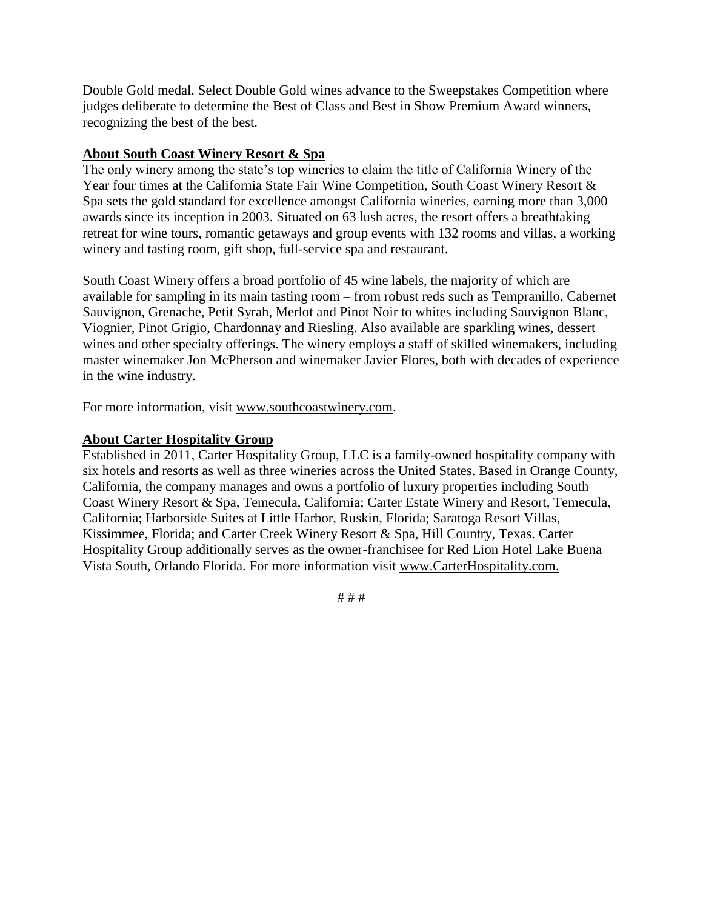Double Gold medal. Select Double Gold wines advance to the Sweepstakes Competition where judges deliberate to determine the Best of Class and Best in Show Premium Award winners, recognizing the best of the best.

**About South Coast Winery Resort & Spa**

The only winery among the state's top wineries to claim the title of California Winery of the Year four times at the California State Fair Wine Competition, South Coast Winery Resort & Spa sets the gold standard for excellence amongst California wineries, earning more than 3,000 awards since its inception in 2003. Situated on 63 lush acres, the resort offers a breathtaking retreat for wine tours, romantic getaways and group events with 132 rooms and villas, a working winery and tasting room, gift shop, full-service spa and restaurant.

South Coast Winery offers a broad portfolio of 45 wine labels, the majority of which are available for sampling in its main tasting room – from robust reds such as Tempranillo, Cabernet Sauvignon, Grenache, Petit Syrah, Merlot and Pinot Noir to whites including Sauvignon Blanc, Viognier, Pinot Grigio, Chardonnay and Riesling. Also available are sparkling wines, dessert wines and other specialty offerings. The winery employs a staff of skilled winemakers, including master winemaker Jon McPherson and winemaker Javier Flores, both with decades of experience in the wine industry.

For more information, visit www.southcoastwinery.com.

**About Carter Hospitality Group**

Established in 2011, Carter Hospitality Group, LLC is a family-owned hospitality company with six hotels and resorts as well as three wineries across the United States. Based in Orange County, California, the company manages and owns a portfolio of luxury properties including South Coast Winery Resort & Spa, Temecula, California; Carter Estate Winery and Resort, Temecula, California; Harborside Suites at Little Harbor, Ruskin, Florida; Saratoga Resort Villas, Kissimmee, Florida; and Carter Creek Winery Resort & Spa, Hill Country, Texas. Carter Hospitality Group additionally serves as the owner-franchisee for Red Lion Hotel Lake Buena Vista South, Orlando Florida. For more information visit www.CarterHospitality.com.

# # #